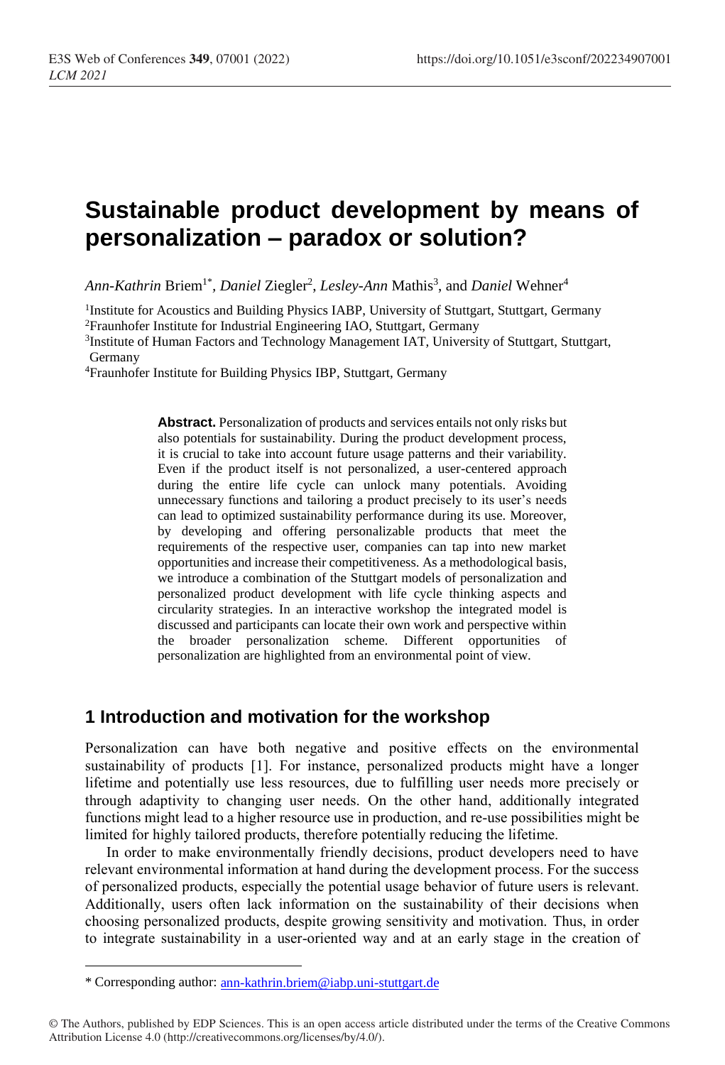# Sustainable product development by means of personalization – paradox or solution?

*Ann-Kathrin* Briem[1*], *Daniel* Ziegler[2], *Lesley-Ann* Mathis[3], and *Daniel* Wehner[4]

[1]Institute for Acoustics and Building Physics IABP, University of Stuttgart, Stuttgart, Germany
[2]Fraunhofer Institute for Industrial Engineering IAO, Stuttgart, Germany
[3]Institute of Human Factors and Technology Management IAT, University of Stuttgart, Stuttgart, Germany
[4]Fraunhofer Institute for Building Physics IBP, Stuttgart, Germany

**Abstract.** Personalization of products and services entails not only risks but also potentials for sustainability. During the product development process, it is crucial to take into account future usage patterns and their variability. Even if the product itself is not personalized, a user-centered approach during the entire life cycle can unlock many potentials. Avoiding unnecessary functions and tailoring a product precisely to its user's needs can lead to optimized sustainability performance during its use. Moreover, by developing and offering personalizable products that meet the requirements of the respective user, companies can tap into new market opportunities and increase their competitiveness. As a methodological basis, we introduce a combination of the Stuttgart models of personalization and personalized product development with life cycle thinking aspects and circularity strategies. In an interactive workshop the integrated model is discussed and participants can locate their own work and perspective within the broader personalization scheme. Different opportunities of personalization are highlighted from an environmental point of view.

## 1 Introduction and motivation for the workshop

Personalization can have both negative and positive effects on the environmental sustainability of products [1]. For instance, personalized products might have a longer lifetime and potentially use less resources, due to fulfilling user needs more precisely or through adaptivity to changing user needs. On the other hand, additionally integrated functions might lead to a higher resource use in production, and re-use possibilities might be limited for highly tailored products, therefore potentially reducing the lifetime.

In order to make environmentally friendly decisions, product developers need to have relevant environmental information at hand during the development process. For the success of personalized products, especially the potential usage behavior of future users is relevant. Additionally, users often lack information on the sustainability of their decisions when choosing personalized products, despite growing sensitivity and motivation. Thus, in order to integrate sustainability in a user-oriented way and at an early stage in the creation of

* Corresponding author: ann-kathrin.briem@iabp.uni-stuttgart.de

© The Authors, published by EDP Sciences. This is an open access article distributed under the terms of the Creative Commons Attribution License 4.0 (http://creativecommons.org/licenses/by/4.0/).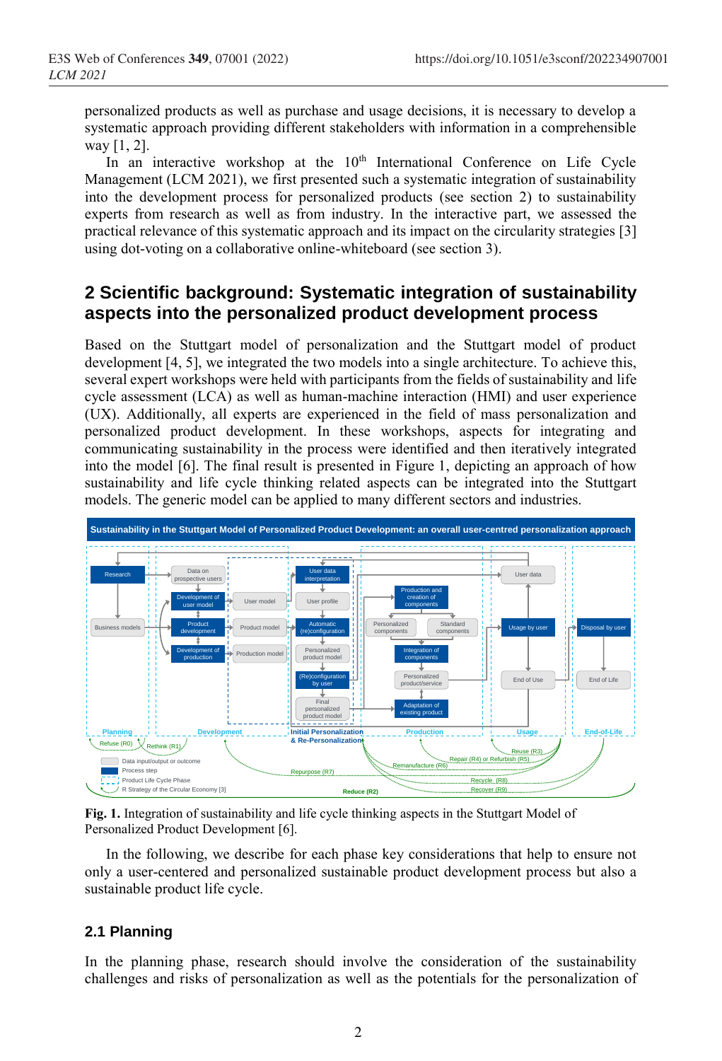personalized products as well as purchase and usage decisions, it is necessary to develop a systematic approach providing different stakeholders with information in a comprehensible way [1, 2].

In an interactive workshop at the 10th International Conference on Life Cycle Management (LCM 2021), we first presented such a systematic integration of sustainability into the development process for personalized products (see section 2) to sustainability experts from research as well as from industry. In the interactive part, we assessed the practical relevance of this systematic approach and its impact on the circularity strategies [3] using dot-voting on a collaborative online-whiteboard (see section 3).

## 2 Scientific background: Systematic integration of sustainability aspects into the personalized product development process

Based on the Stuttgart model of personalization and the Stuttgart model of product development [4, 5], we integrated the two models into a single architecture. To achieve this, several expert workshops were held with participants from the fields of sustainability and life cycle assessment (LCA) as well as human-machine interaction (HMI) and user experience (UX). Additionally, all experts are experienced in the field of mass personalization and personalized product development. In these workshops, aspects for integrating and communicating sustainability in the process were identified and then iteratively integrated into the model [6]. The final result is presented in Figure 1, depicting an approach of how sustainability and life cycle thinking related aspects can be integrated into the Stuttgart models. The generic model can be applied to many different sectors and industries.

**Fig. 1.** Integration of sustainability and life cycle thinking aspects in the Stuttgart Model of Personalized Product Development [6].

In the following, we describe for each phase key considerations that help to ensure not only a user-centered and personalized sustainable product development process but also a sustainable product life cycle.

### 2.1 Planning

In the planning phase, research should involve the consideration of the sustainability challenges and risks of personalization as well as the potentials for the personalization of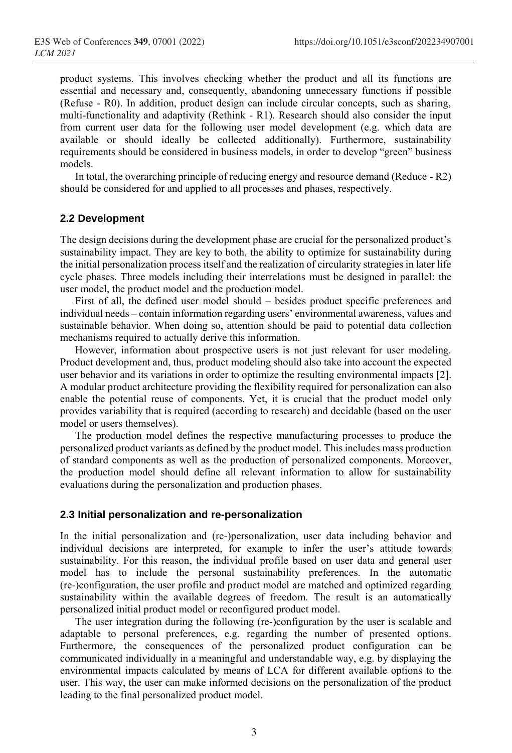product systems. This involves checking whether the product and all its functions are essential and necessary and, consequently, abandoning unnecessary functions if possible (Refuse - R0). In addition, product design can include circular concepts, such as sharing, multi-functionality and adaptivity (Rethink - R1). Research should also consider the input from current user data for the following user model development (e.g. which data are available or should ideally be collected additionally). Furthermore, sustainability requirements should be considered in business models, in order to develop "green" business models.

In total, the overarching principle of reducing energy and resource demand (Reduce - R2) should be considered for and applied to all processes and phases, respectively.

### 2.2 Development

The design decisions during the development phase are crucial for the personalized product's sustainability impact. They are key to both, the ability to optimize for sustainability during the initial personalization process itself and the realization of circularity strategies in later life cycle phases. Three models including their interrelations must be designed in parallel: the user model, the product model and the production model.

First of all, the defined user model should – besides product specific preferences and individual needs – contain information regarding users' environmental awareness, values and sustainable behavior. When doing so, attention should be paid to potential data collection mechanisms required to actually derive this information.

However, information about prospective users is not just relevant for user modeling. Product development and, thus, product modeling should also take into account the expected user behavior and its variations in order to optimize the resulting environmental impacts [2]. A modular product architecture providing the flexibility required for personalization can also enable the potential reuse of components. Yet, it is crucial that the product model only provides variability that is required (according to research) and decidable (based on the user model or users themselves).

The production model defines the respective manufacturing processes to produce the personalized product variants as defined by the product model. This includes mass production of standard components as well as the production of personalized components. Moreover, the production model should define all relevant information to allow for sustainability evaluations during the personalization and production phases.

### 2.3 Initial personalization and re-personalization

In the initial personalization and (re-)personalization, user data including behavior and individual decisions are interpreted, for example to infer the user's attitude towards sustainability. For this reason, the individual profile based on user data and general user model has to include the personal sustainability preferences. In the automatic (re-)configuration, the user profile and product model are matched and optimized regarding sustainability within the available degrees of freedom. The result is an automatically personalized initial product model or reconfigured product model.

The user integration during the following (re-)configuration by the user is scalable and adaptable to personal preferences, e.g. regarding the number of presented options. Furthermore, the consequences of the personalized product configuration can be communicated individually in a meaningful and understandable way, e.g. by displaying the environmental impacts calculated by means of LCA for different available options to the user. This way, the user can make informed decisions on the personalization of the product leading to the final personalized product model.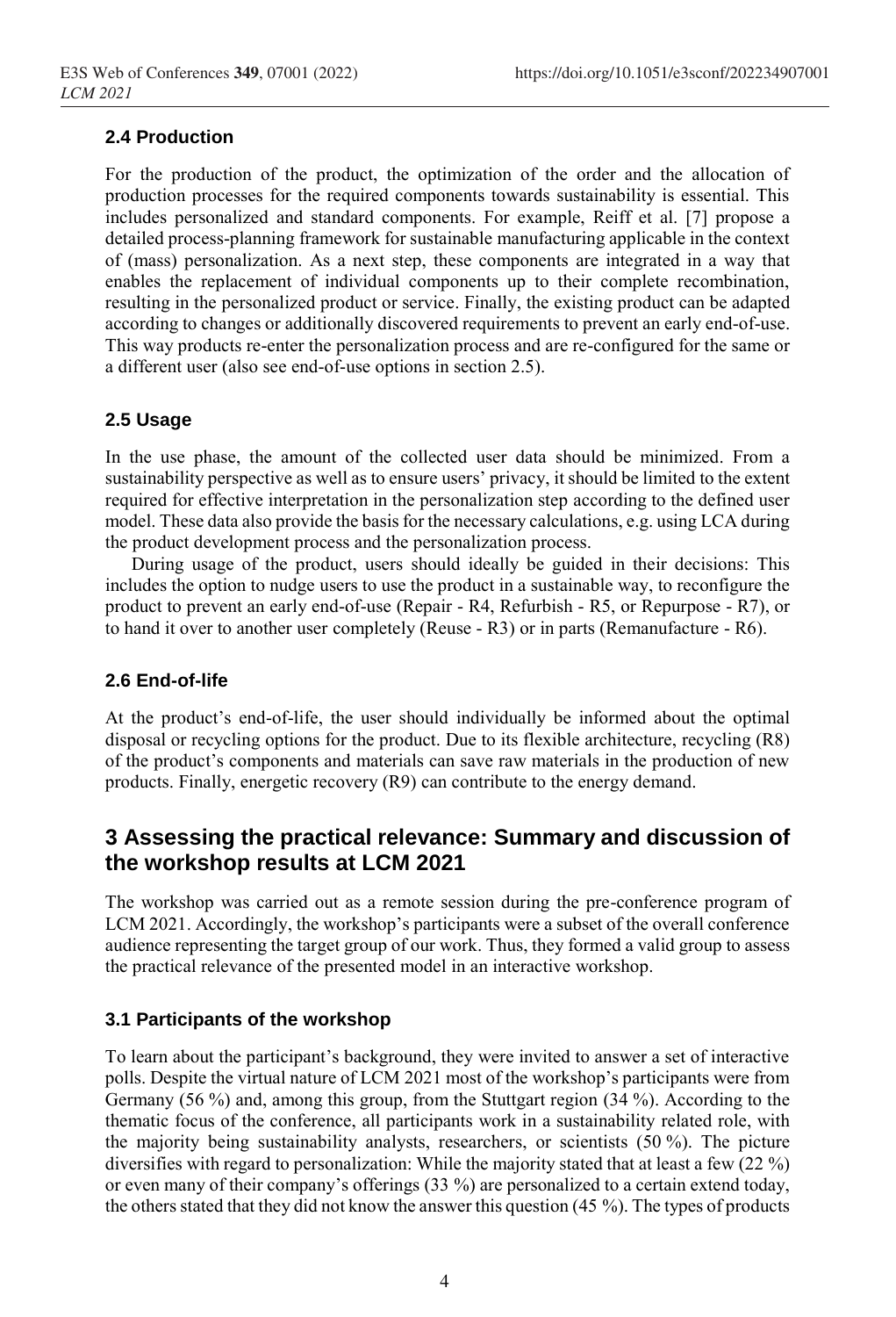### 2.4 Production

For the production of the product, the optimization of the order and the allocation of production processes for the required components towards sustainability is essential. This includes personalized and standard components. For example, Reiff et al. [7] propose a detailed process-planning framework for sustainable manufacturing applicable in the context of (mass) personalization. As a next step, these components are integrated in a way that enables the replacement of individual components up to their complete recombination, resulting in the personalized product or service. Finally, the existing product can be adapted according to changes or additionally discovered requirements to prevent an early end-of-use. This way products re-enter the personalization process and are re-configured for the same or a different user (also see end-of-use options in section 2.5).

### 2.5 Usage

In the use phase, the amount of the collected user data should be minimized. From a sustainability perspective as well as to ensure users' privacy, it should be limited to the extent required for effective interpretation in the personalization step according to the defined user model. These data also provide the basis for the necessary calculations, e.g. using LCA during the product development process and the personalization process.

During usage of the product, users should ideally be guided in their decisions: This includes the option to nudge users to use the product in a sustainable way, to reconfigure the product to prevent an early end-of-use (Repair - R4, Refurbish - R5, or Repurpose - R7), or to hand it over to another user completely (Reuse - R3) or in parts (Remanufacture - R6).

### 2.6 End-of-life

At the product's end-of-life, the user should individually be informed about the optimal disposal or recycling options for the product. Due to its flexible architecture, recycling (R8) of the product's components and materials can save raw materials in the production of new products. Finally, energetic recovery (R9) can contribute to the energy demand.

## 3 Assessing the practical relevance: Summary and discussion of the workshop results at LCM 2021

The workshop was carried out as a remote session during the pre-conference program of LCM 2021. Accordingly, the workshop's participants were a subset of the overall conference audience representing the target group of our work. Thus, they formed a valid group to assess the practical relevance of the presented model in an interactive workshop.

### 3.1 Participants of the workshop

To learn about the participant's background, they were invited to answer a set of interactive polls. Despite the virtual nature of LCM 2021 most of the workshop's participants were from Germany (56 %) and, among this group, from the Stuttgart region (34 %). According to the thematic focus of the conference, all participants work in a sustainability related role, with the majority being sustainability analysts, researchers, or scientists (50 %). The picture diversifies with regard to personalization: While the majority stated that at least a few (22 %) or even many of their company's offerings (33 %) are personalized to a certain extend today, the others stated that they did not know the answer this question (45 %). The types of products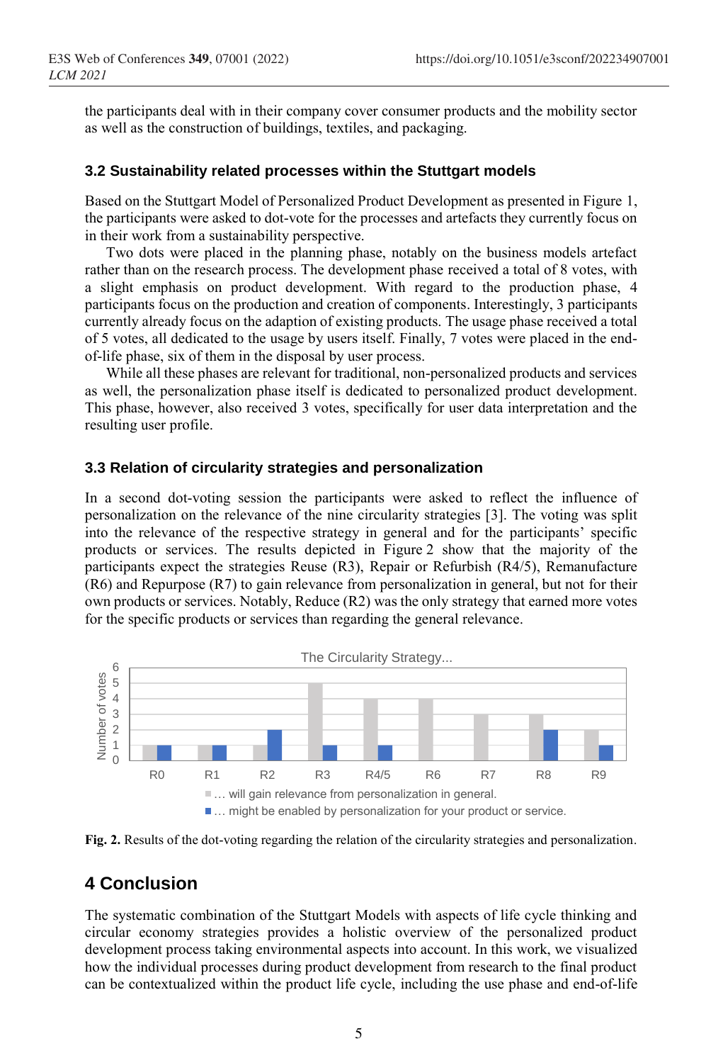the participants deal with in their company cover consumer products and the mobility sector as well as the construction of buildings, textiles, and packaging.

### 3.2 Sustainability related processes within the Stuttgart models

Based on the Stuttgart Model of Personalized Product Development as presented in Figure 1, the participants were asked to dot-vote for the processes and artefacts they currently focus on in their work from a sustainability perspective.

Two dots were placed in the planning phase, notably on the business models artefact rather than on the research process. The development phase received a total of 8 votes, with a slight emphasis on product development. With regard to the production phase, 4 participants focus on the production and creation of components. Interestingly, 3 participants currently already focus on the adaption of existing products. The usage phase received a total of 5 votes, all dedicated to the usage by users itself. Finally, 7 votes were placed in the end-of-life phase, six of them in the disposal by user process.

While all these phases are relevant for traditional, non-personalized products and services as well, the personalization phase itself is dedicated to personalized product development. This phase, however, also received 3 votes, specifically for user data interpretation and the resulting user profile.

### 3.3 Relation of circularity strategies and personalization

In a second dot-voting session the participants were asked to reflect the influence of personalization on the relevance of the nine circularity strategies [3]. The voting was split into the relevance of the respective strategy in general and for the participants' specific products or services. The results depicted in Figure 2 show that the majority of the participants expect the strategies Reuse (R3), Repair or Refurbish (R4/5), Remanufacture (R6) and Repurpose (R7) to gain relevance from personalization in general, but not for their own products or services. Notably, Reduce (R2) was the only strategy that earned more votes for the specific products or services than regarding the general relevance.

The Circularity Strategy...

| | R0 | R1 | R2 | R3 | R4/5 | R6 | R7 | R8 | R9 |
|---|---|---|---|---|---|---|---|---|---|
| ... will gain relevance from personalization in general. | 1 | 1 | 1 | 5 | 4 | 4 | 3 | 3 | 2 |
| ... might be enabled by personalization for your product or service. | 1 | 1 | 2 | 1 | 1 | 0 | 0 | 2 | 1 |

**Fig. 2.** Results of the dot-voting regarding the relation of the circularity strategies and personalization.

## 4 Conclusion

The systematic combination of the Stuttgart Models with aspects of life cycle thinking and circular economy strategies provides a holistic overview of the personalized product development process taking environmental aspects into account. In this work, we visualized how the individual processes during product development from research to the final product can be contextualized within the product life cycle, including the use phase and end-of-life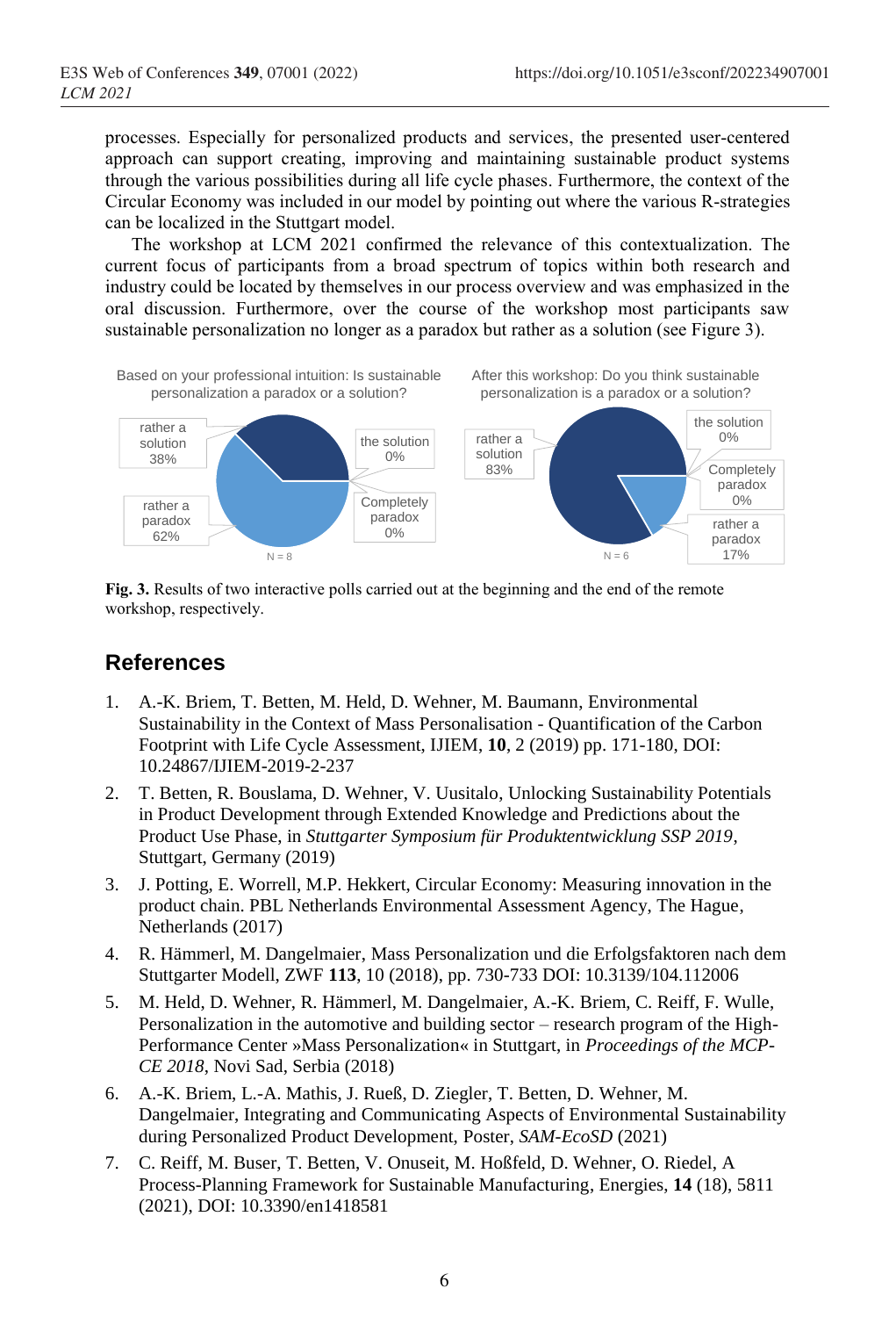processes. Especially for personalized products and services, the presented user-centered approach can support creating, improving and maintaining sustainable product systems through the various possibilities during all life cycle phases. Furthermore, the context of the Circular Economy was included in our model by pointing out where the various R-strategies can be localized in the Stuttgart model.

The workshop at LCM 2021 confirmed the relevance of this contextualization. The current focus of participants from a broad spectrum of topics within both research and industry could be located by themselves in our process overview and was emphasized in the oral discussion. Furthermore, over the course of the workshop most participants saw sustainable personalization no longer as a paradox but rather as a solution (see Figure 3).

Based on your professional intuition: Is sustainable personalization a paradox or a solution?

rather a solution 38%
the solution 0%
rather a paradox 62%
Completely paradox 0%
N = 8

After this workshop: Do you think sustainable personalization is a paradox or a solution?

rather a solution 83%
the solution 0%
Completely paradox 0%
rather a paradox 17%
N = 6

**Fig. 3.** Results of two interactive polls carried out at the beginning and the end of the remote workshop, respectively.

## References

1. A.-K. Briem, T. Betten, M. Held, D. Wehner, M. Baumann, Environmental Sustainability in the Context of Mass Personalisation - Quantification of the Carbon Footprint with Life Cycle Assessment, IJIEM, **10**, 2 (2019) pp. 171-180, DOI: 10.24867/IJIEM-2019-2-237
2. T. Betten, R. Bouslama, D. Wehner, V. Uusitalo, Unlocking Sustainability Potentials in Product Development through Extended Knowledge and Predictions about the Product Use Phase, in *Stuttgarter Symposium für Produktentwicklung SSP 2019*, Stuttgart, Germany (2019)
3. J. Potting, E. Worrell, M.P. Hekkert, Circular Economy: Measuring innovation in the product chain. PBL Netherlands Environmental Assessment Agency, The Hague, Netherlands (2017)
4. R. Hämmerl, M. Dangelmaier, Mass Personalization und die Erfolgsfaktoren nach dem Stuttgarter Modell, ZWF **113**, 10 (2018), pp. 730-733 DOI: 10.3139/104.112006
5. M. Held, D. Wehner, R. Hämmerl, M. Dangelmaier, A.-K. Briem, C. Reiff, F. Wulle, Personalization in the automotive and building sector – research program of the High-Performance Center »Mass Personalization« in Stuttgart, in *Proceedings of the MCP-CE 2018*, Novi Sad, Serbia (2018)
6. A.-K. Briem, L.-A. Mathis, J. Rueß, D. Ziegler, T. Betten, D. Wehner, M. Dangelmaier, Integrating and Communicating Aspects of Environmental Sustainability during Personalized Product Development, Poster, *SAM-EcoSD* (2021)
7. C. Reiff, M. Buser, T. Betten, V. Onuseit, M. Hoßfeld, D. Wehner, O. Riedel, A Process-Planning Framework for Sustainable Manufacturing, Energies, **14** (18), 5811 (2021), DOI: 10.3390/en1418581